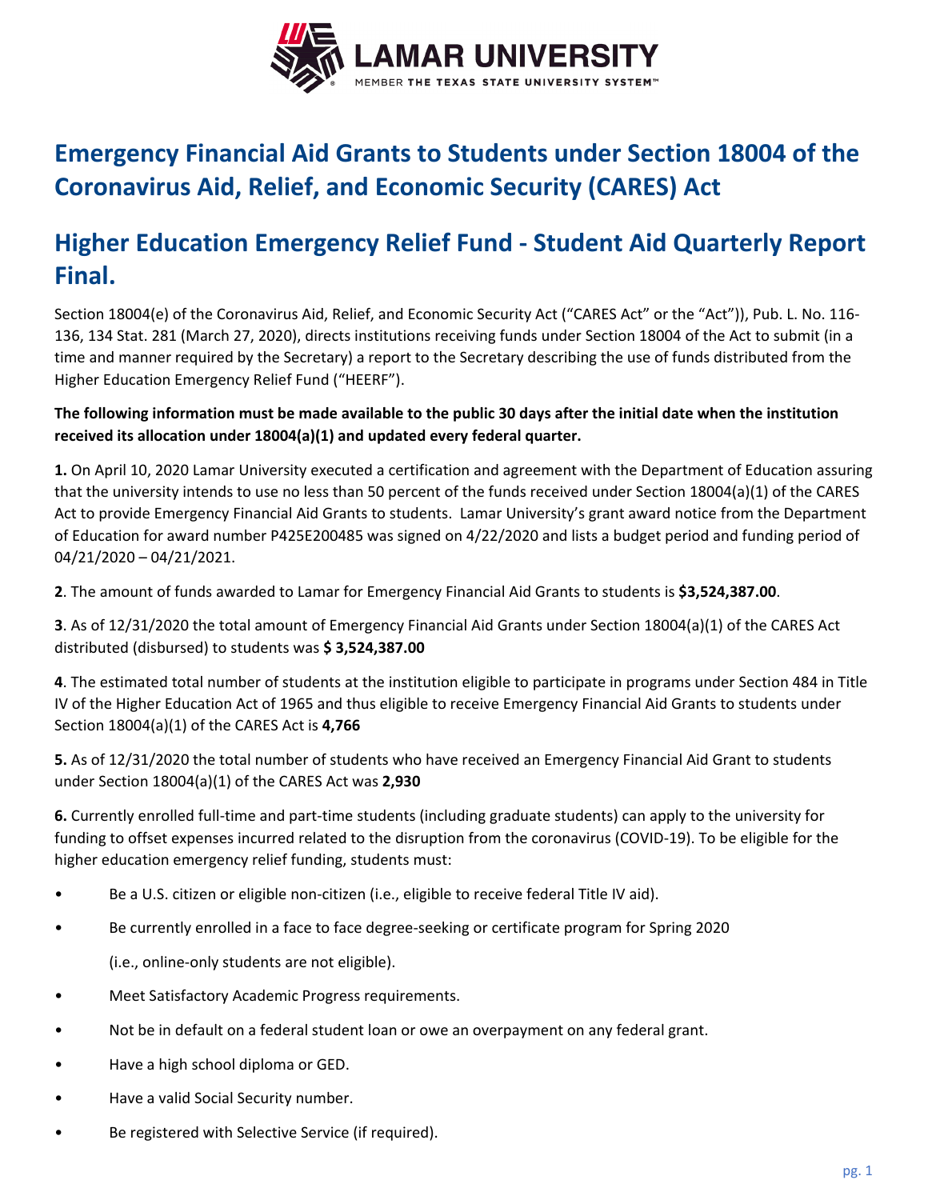# Emergency Financial Aid Grants to Students under Section 18004 of the Coronavirus Aid, Relief, and Economic Security (CARES) Act

# Higher Education Emergency Relief Fund - Student Aid Quarterly Report Final.

Section 18004(e) of the Coronavirus Aid, Relief, and Economic Security Act ("CARES Act" or the "Act")), Pub. L. No. 116-136, 134 Stat. 281 (March 27, 2020), directs institutions receiving funds under Section 18004 of the Act to submit (in a time and manner required by the Secretary) a report to the Secretary describing the use of funds distributed from the Higher Education Emergency Relief Fund ("HEERF").

**The following information must be made available to the public 30 days after the initial date when the institution received its allocation under 18004(a)(1) and updated every federal quarter.**

**1.** On April 10, 2020 Lamar University executed a certification and agreement with the Department of Education assuring that the university intends to use no less than 50 percent of the funds received under Section 18004(a)(1) of the CARES Act to provide Emergency Financial Aid Grants to students. Lamar University's grant award notice from the Department of Education for award number P425E200485 was signed on 4/22/2020 and lists a budget period and funding period of 04/21/2020 – 04/21/2021.

**2**. The amount of funds awarded to Lamar for Emergency Financial Aid Grants to students is **$3,524,387.00**.

**3**. As of 12/31/2020 the total amount of Emergency Financial Aid Grants under Section 18004(a)(1) of the CARES Act distributed (disbursed) to students was **$ 3,524,387.00**

**4**. The estimated total number of students at the institution eligible to participate in programs under Section 484 in Title IV of the Higher Education Act of 1965 and thus eligible to receive Emergency Financial Aid Grants to students under Section 18004(a)(1) of the CARES Act is **4,766**

**5.** As of 12/31/2020 the total number of students who have received an Emergency Financial Aid Grant to students under Section 18004(a)(1) of the CARES Act was **2,930**

**6.** Currently enrolled full-time and part-time students (including graduate students) can apply to the university for funding to offset expenses incurred related to the disruption from the coronavirus (COVID-19). To be eligible for the higher education emergency relief funding, students must:

- Be a U.S. citizen or eligible non-citizen (i.e., eligible to receive federal Title IV aid).
- Be currently enrolled in a face to face degree-seeking or certificate program for Spring 2020

  (i.e., online-only students are not eligible).
- Meet Satisfactory Academic Progress requirements.
- Not be in default on a federal student loan or owe an overpayment on any federal grant.
- Have a high school diploma or GED.
- Have a valid Social Security number.
- Be registered with Selective Service (if required).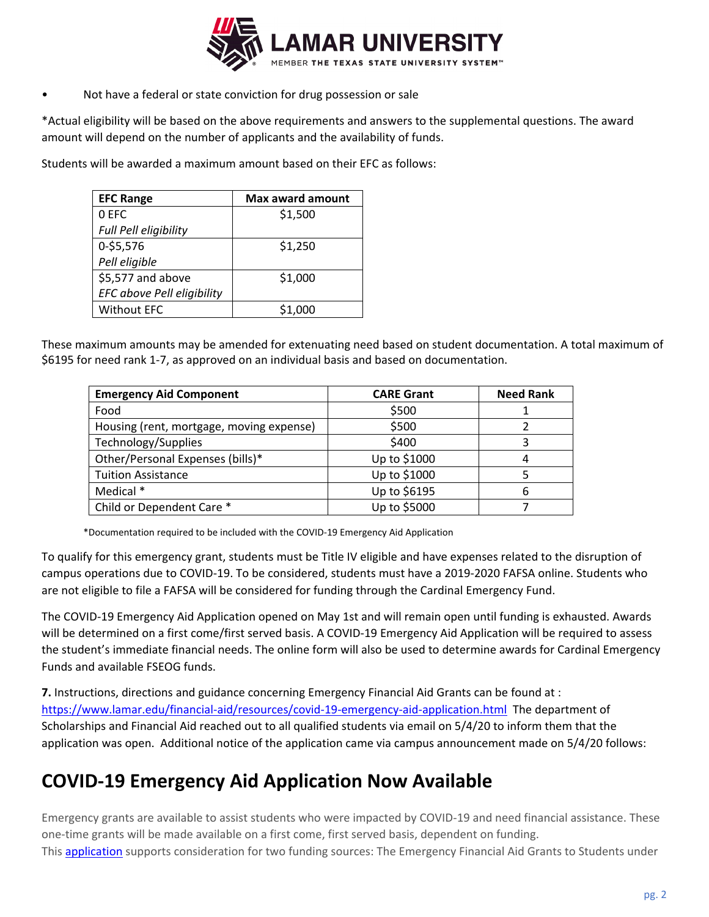- Not have a federal or state conviction for drug possession or sale

*Actual eligibility will be based on the above requirements and answers to the supplemental questions. The award amount will depend on the number of applicants and the availability of funds.

Students will be awarded a maximum amount based on their EFC as follows:

| EFC Range | Max award amount |
|---|---|
| 0 EFC *Full Pell eligibility* | $1,500 |
| 0-$5,576 *Pell eligible* | $1,250 |
| $5,577 and above *EFC above Pell eligibility* | $1,000 |
| Without EFC | $1,000 |

These maximum amounts may be amended for extenuating need based on student documentation. A total maximum of $6195 for need rank 1-7, as approved on an individual basis and based on documentation.

| Emergency Aid Component | CARE Grant | Need Rank |
|---|---|---|
| Food | $500 | 1 |
| Housing (rent, mortgage, moving expense) | $500 | 2 |
| Technology/Supplies | $400 | 3 |
| Other/Personal Expenses (bills)* | Up to $1000 | 4 |
| Tuition Assistance | Up to $1000 | 5 |
| Medical * | Up to $6195 | 6 |
| Child or Dependent Care * | Up to $5000 | 7 |

*Documentation required to be included with the COVID-19 Emergency Aid Application

To qualify for this emergency grant, students must be Title IV eligible and have expenses related to the disruption of campus operations due to COVID-19. To be considered, students must have a 2019-2020 FAFSA online. Students who are not eligible to file a FAFSA will be considered for funding through the Cardinal Emergency Fund.

The COVID-19 Emergency Aid Application opened on May 1st and will remain open until funding is exhausted. Awards will be determined on a first come/first served basis. A COVID-19 Emergency Aid Application will be required to assess the student's immediate financial needs. The online form will also be used to determine awards for Cardinal Emergency Funds and available FSEOG funds.

**7.** Instructions, directions and guidance concerning Emergency Financial Aid Grants can be found at : https://www.lamar.edu/financial-aid/resources/covid-19-emergency-aid-application.html The department of Scholarships and Financial Aid reached out to all qualified students via email on 5/4/20 to inform them that the application was open. Additional notice of the application came via campus announcement made on 5/4/20 follows:

# COVID-19 Emergency Aid Application Now Available

Emergency grants are available to assist students who were impacted by COVID-19 and need financial assistance. These one-time grants will be made available on a first come, first served basis, dependent on funding.
This application supports consideration for two funding sources: The Emergency Financial Aid Grants to Students under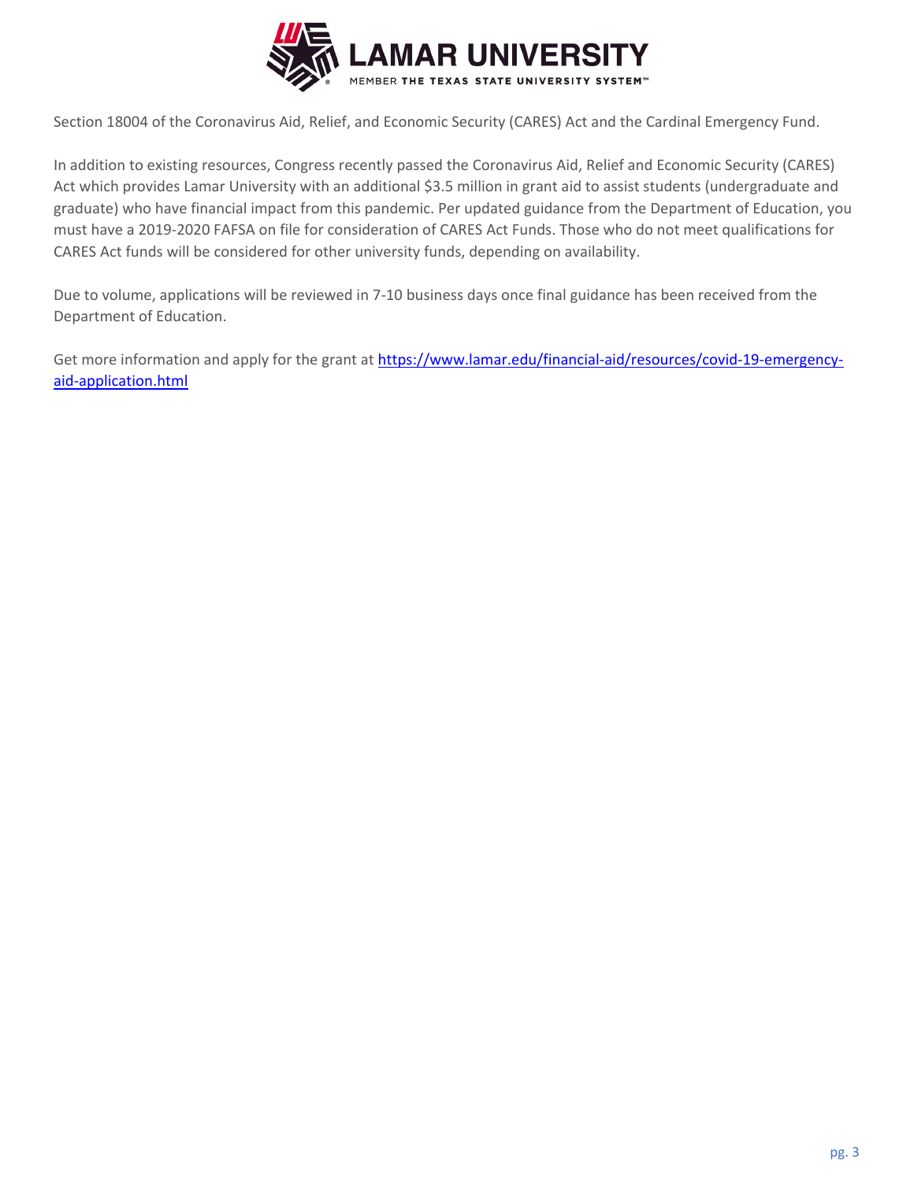Section 18004 of the Coronavirus Aid, Relief, and Economic Security (CARES) Act and the Cardinal Emergency Fund.

In addition to existing resources, Congress recently passed the Coronavirus Aid, Relief and Economic Security (CARES) Act which provides Lamar University with an additional $3.5 million in grant aid to assist students (undergraduate and graduate) who have financial impact from this pandemic. Per updated guidance from the Department of Education, you must have a 2019-2020 FAFSA on file for consideration of CARES Act Funds. Those who do not meet qualifications for CARES Act funds will be considered for other university funds, depending on availability.

Due to volume, applications will be reviewed in 7-10 business days once final guidance has been received from the Department of Education.

Get more information and apply for the grant at [https://www.lamar.edu/financial-aid/resources/covid-19-emergency-aid-application.html](https://www.lamar.edu/financial-aid/resources/covid-19-emergency-aid-application.html)